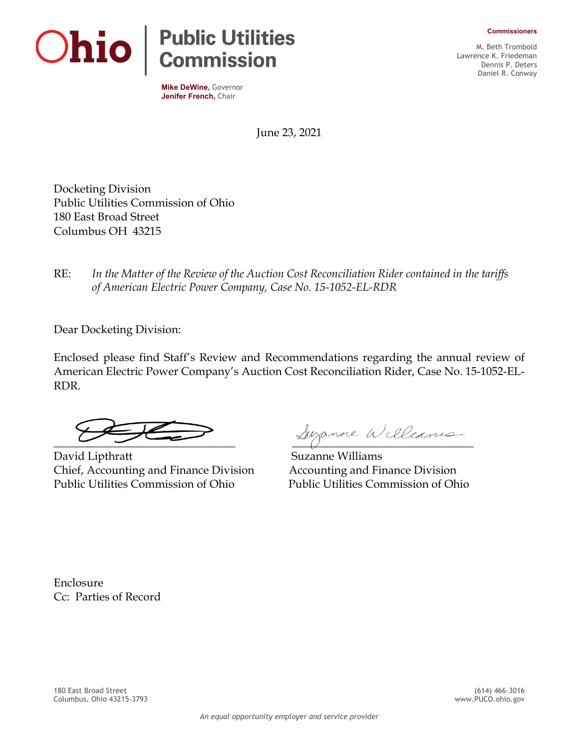# Ohio | Public Utilities Commission

**Mike DeWine,** Governor
**Jenifer French,** Chair

**Commissioners**

M. Beth Trombold
Lawrence K. Friedeman
Dennis P. Deters
Daniel R. Conway

June 23, 2021

Docketing Division
Public Utilities Commission of Ohio
180 East Broad Street
Columbus OH 43215

RE: *In the Matter of the Review of the Auction Cost Reconciliation Rider contained in the tariffs of American Electric Power Company, Case No. 15-1052-EL-RDR*

Dear Docketing Division:

Enclosed please find Staff's Review and Recommendations regarding the annual review of American Electric Power Company's Auction Cost Reconciliation Rider, Case No. 15-1052-EL-RDR.

David Lipthratt
Chief, Accounting and Finance Division
Public Utilities Commission of Ohio

Suzanne Williams
Accounting and Finance Division
Public Utilities Commission of Ohio

Enclosure
Cc: Parties of Record

180 East Broad Street
Columbus, Ohio 43215-3793

(614) 466-3016
www.PUCO.ohio.gov

*An equal opportunity employer and service provider*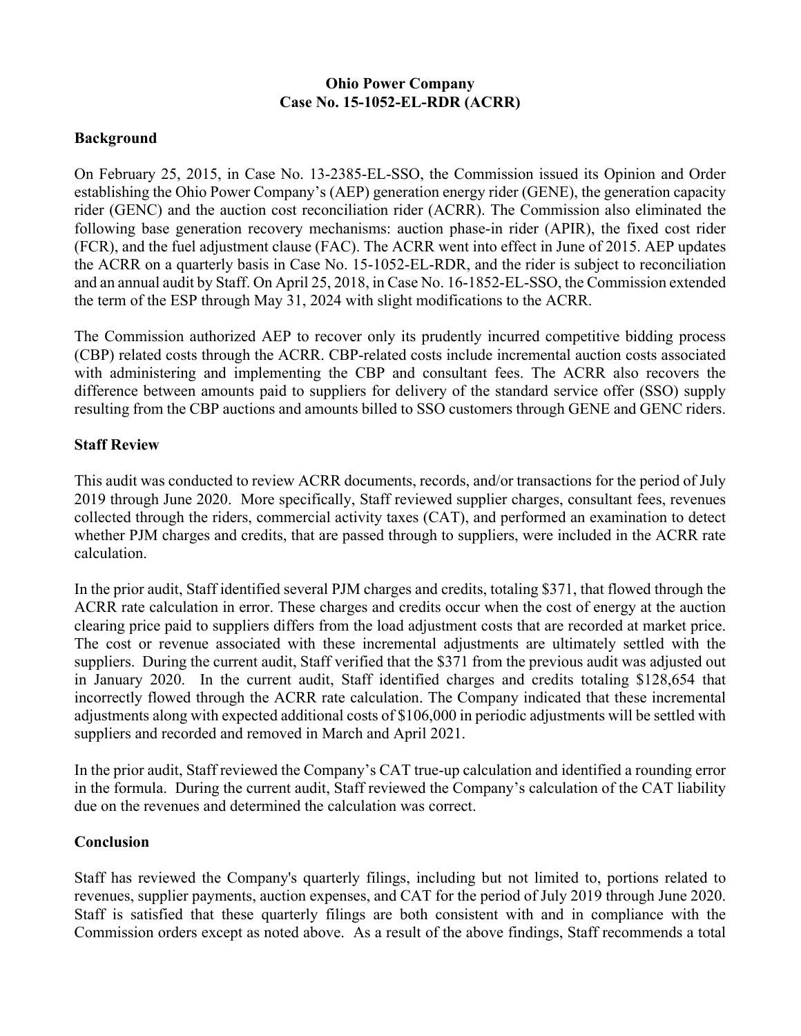**Ohio Power Company**
**Case No. 15-1052-EL-RDR (ACRR)**

## Background

On February 25, 2015, in Case No. 13-2385-EL-SSO, the Commission issued its Opinion and Order establishing the Ohio Power Company's (AEP) generation energy rider (GENE), the generation capacity rider (GENC) and the auction cost reconciliation rider (ACRR). The Commission also eliminated the following base generation recovery mechanisms: auction phase-in rider (APIR), the fixed cost rider (FCR), and the fuel adjustment clause (FAC). The ACRR went into effect in June of 2015. AEP updates the ACRR on a quarterly basis in Case No. 15-1052-EL-RDR, and the rider is subject to reconciliation and an annual audit by Staff. On April 25, 2018, in Case No. 16-1852-EL-SSO, the Commission extended the term of the ESP through May 31, 2024 with slight modifications to the ACRR.

The Commission authorized AEP to recover only its prudently incurred competitive bidding process (CBP) related costs through the ACRR. CBP-related costs include incremental auction costs associated with administering and implementing the CBP and consultant fees. The ACRR also recovers the difference between amounts paid to suppliers for delivery of the standard service offer (SSO) supply resulting from the CBP auctions and amounts billed to SSO customers through GENE and GENC riders.

## Staff Review

This audit was conducted to review ACRR documents, records, and/or transactions for the period of July 2019 through June 2020. More specifically, Staff reviewed supplier charges, consultant fees, revenues collected through the riders, commercial activity taxes (CAT), and performed an examination to detect whether PJM charges and credits, that are passed through to suppliers, were included in the ACRR rate calculation.

In the prior audit, Staff identified several PJM charges and credits, totaling $371, that flowed through the ACRR rate calculation in error. These charges and credits occur when the cost of energy at the auction clearing price paid to suppliers differs from the load adjustment costs that are recorded at market price. The cost or revenue associated with these incremental adjustments are ultimately settled with the suppliers. During the current audit, Staff verified that the $371 from the previous audit was adjusted out in January 2020. In the current audit, Staff identified charges and credits totaling $128,654 that incorrectly flowed through the ACRR rate calculation. The Company indicated that these incremental adjustments along with expected additional costs of $106,000 in periodic adjustments will be settled with suppliers and recorded and removed in March and April 2021.

In the prior audit, Staff reviewed the Company's CAT true-up calculation and identified a rounding error in the formula. During the current audit, Staff reviewed the Company's calculation of the CAT liability due on the revenues and determined the calculation was correct.

## Conclusion

Staff has reviewed the Company's quarterly filings, including but not limited to, portions related to revenues, supplier payments, auction expenses, and CAT for the period of July 2019 through June 2020. Staff is satisfied that these quarterly filings are both consistent with and in compliance with the Commission orders except as noted above. As a result of the above findings, Staff recommends a total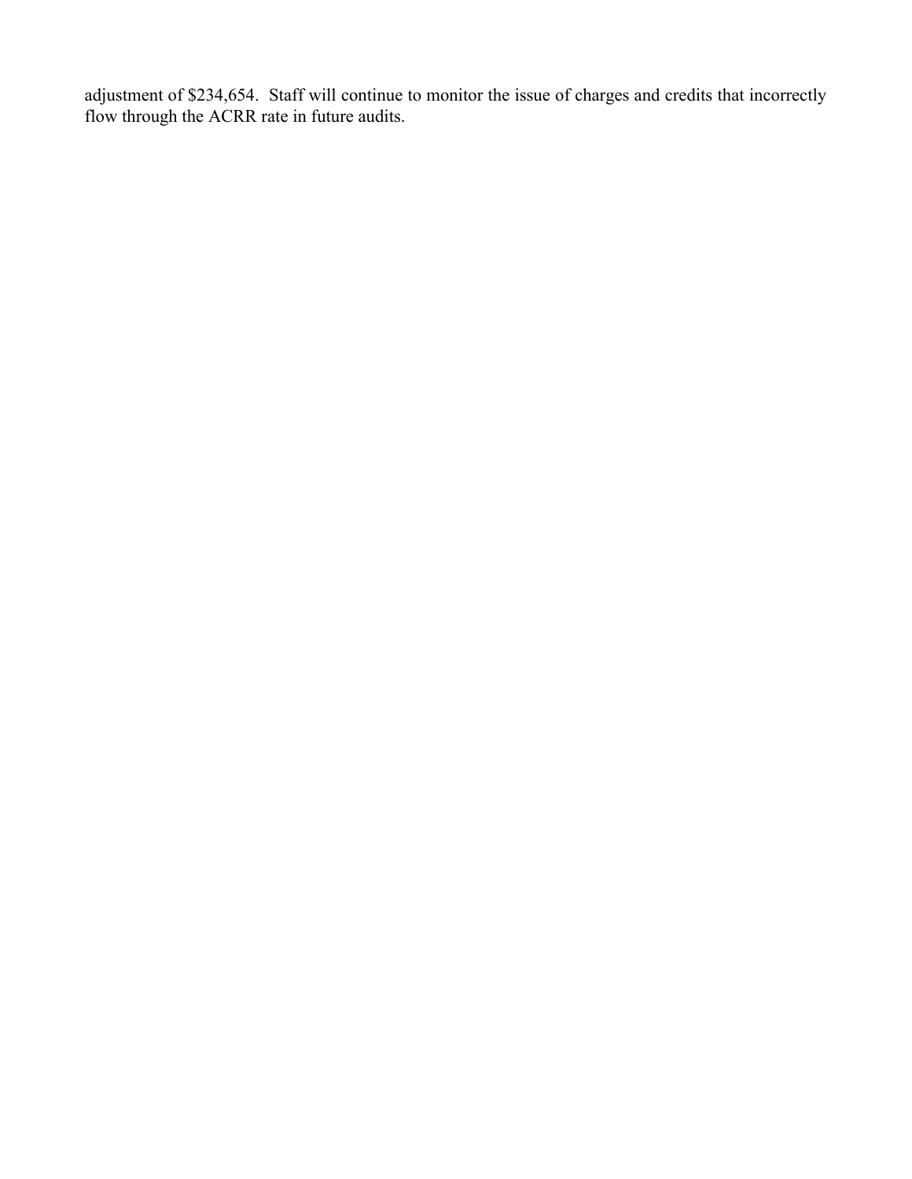adjustment of $234,654. Staff will continue to monitor the issue of charges and credits that incorrectly flow through the ACRR rate in future audits.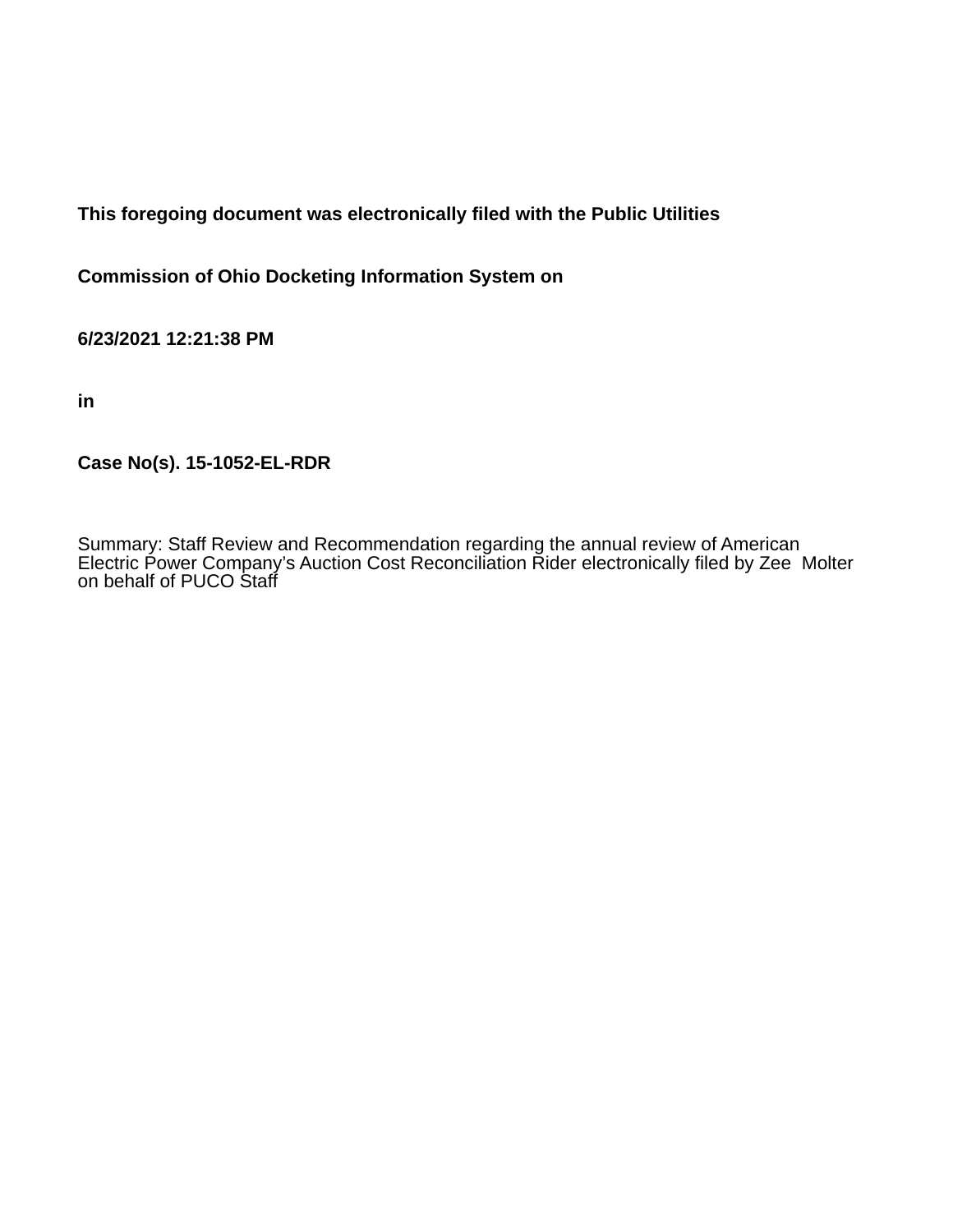**This foregoing document was electronically filed with the Public Utilities**

**Commission of Ohio Docketing Information System on**

**6/23/2021 12:21:38 PM**

**in**

**Case No(s). 15-1052-EL-RDR**

Summary: Staff Review and Recommendation regarding the annual review of American Electric Power Company's Auction Cost Reconciliation Rider electronically filed by Zee Molter on behalf of PUCO Staff